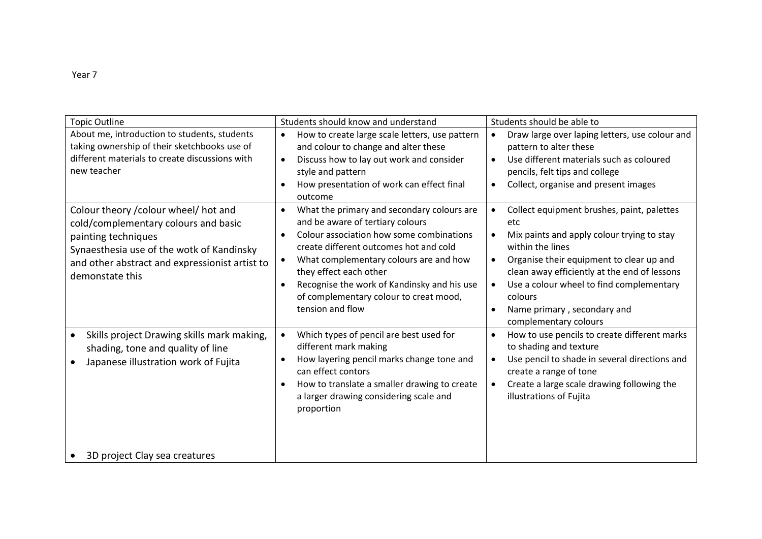Year 7

| Topic Outline | Students should know and understand | Students should be able to |
|---|---|---|
| About me, introduction to students, students taking ownership of their sketchbooks use of different materials to create discussions with new teacher | • How to create large scale letters, use pattern and colour to change and alter these<br>• Discuss how to lay out work and consider style and pattern<br>• How presentation of work can effect final outcome | • Draw large over laping letters, use colour and pattern to alter these<br>• Use different materials such as coloured pencils, felt tips and college<br>• Collect, organise and present images |
| Colour theory /colour wheel/ hot and cold/complementary colours and basic painting techniques<br>Synaesthesia use of the wotk of Kandinsky and other abstract and expressionist artist to demonstate this | • What the primary and secondary colours are and be aware of tertiary colours<br>• Colour association how some combinations create different outcomes hot and cold<br>• What complementary colours are and how they effect each other<br>• Recognise the work of Kandinsky and his use of complementary colour to creat mood, tension and flow | • Collect equipment brushes, paint, palettes etc<br>• Mix paints and apply colour trying to stay within the lines<br>• Organise their equipment to clear up and clean away efficiently at the end of lessons<br>• Use a colour wheel to find complementary colours<br>• Name primary , secondary and complementary colours |
| • Skills project Drawing skills mark making, shading, tone and quality of line<br>• Japanese illustration work of Fujita<br><br>• 3D project Clay sea creatures | • Which types of pencil are best used for different mark making<br>• How layering pencil marks change tone and can effect contors<br>• How to translate a smaller drawing to create a larger drawing considering scale and proportion | • How to use pencils to create different marks to shading and texture<br>• Use pencil to shade in several directions and create a range of tone<br>• Create a large scale drawing following the illustrations of Fujita |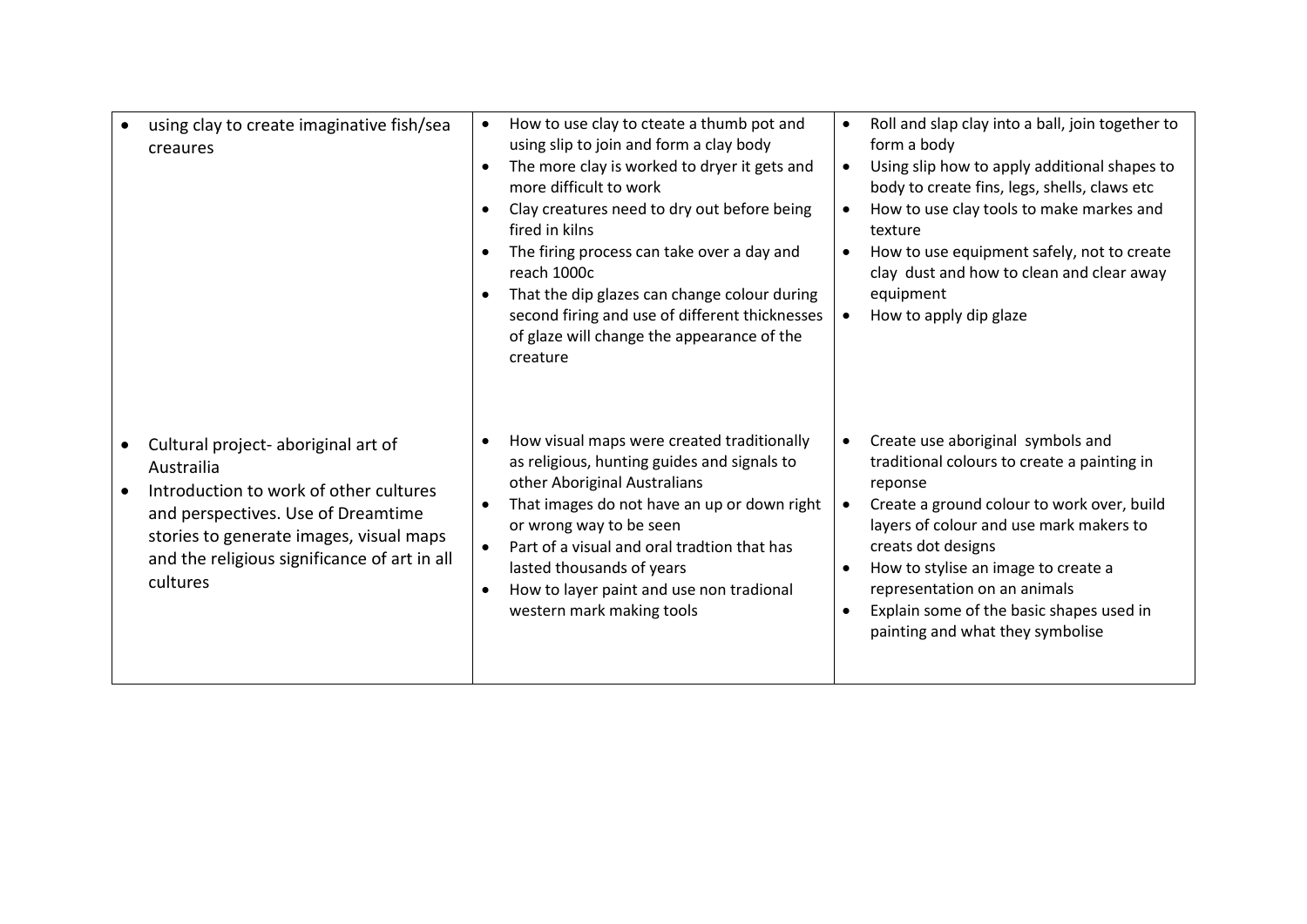| | | |
|---|---|---|
| • using clay to create imaginative fish/sea creaures | • How to use clay to cteate a thumb pot and using slip to join and form a clay body<br>• The more clay is worked to dryer it gets and more difficult to work<br>• Clay creatures need to dry out before being fired in kilns<br>• The firing process can take over a day and reach 1000c<br>• That the dip glazes can change colour during second firing and use of different thicknesses of glaze will change the appearance of the creature | • Roll and slap clay into a ball, join together to form a body<br>• Using slip how to apply additional shapes to body to create fins, legs, shells, claws etc<br>• How to use clay tools to make markes and texture<br>• How to use equipment safely, not to create clay dust and how to clean and clear away equipment<br>• How to apply dip glaze |
| • Cultural project- aboriginal art of Austrailia<br>• Introduction to work of other cultures and perspectives. Use of Dreamtime stories to generate images, visual maps and the religious significance of art in all cultures | • How visual maps were created traditionally as religious, hunting guides and signals to other Aboriginal Australians<br>• That images do not have an up or down right or wrong way to be seen<br>• Part of a visual and oral tradtion that has lasted thousands of years<br>• How to layer paint and use non tradional western mark making tools | • Create use aboriginal symbols and traditional colours to create a painting in reponse<br>• Create a ground colour to work over, build layers of colour and use mark makers to creats dot designs<br>• How to stylise an image to create a representation on an animals<br>• Explain some of the basic shapes used in painting and what they symbolise |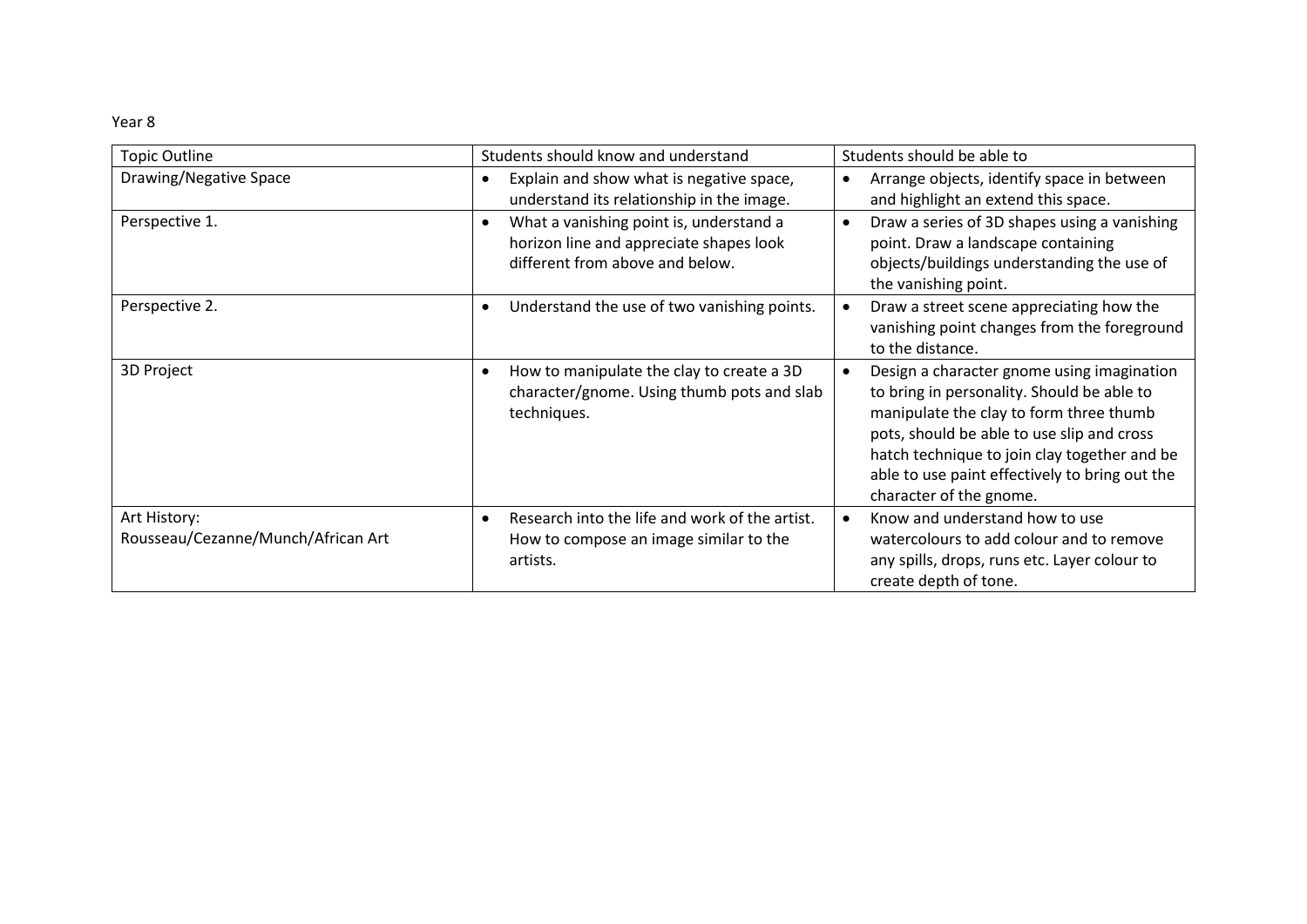Year 8

| Topic Outline | Students should know and understand | Students should be able to |
|---|---|---|
| Drawing/Negative Space | • Explain and show what is negative space, understand its relationship in the image. | • Arrange objects, identify space in between and highlight an extend this space. |
| Perspective 1. | • What a vanishing point is, understand a horizon line and appreciate shapes look different from above and below. | • Draw a series of 3D shapes using a vanishing point. Draw a landscape containing objects/buildings understanding the use of the vanishing point. |
| Perspective 2. | • Understand the use of two vanishing points. | • Draw a street scene appreciating how the vanishing point changes from the foreground to the distance. |
| 3D Project | • How to manipulate the clay to create a 3D character/gnome. Using thumb pots and slab techniques. | • Design a character gnome using imagination to bring in personality. Should be able to manipulate the clay to form three thumb pots, should be able to use slip and cross hatch technique to join clay together and be able to use paint effectively to bring out the character of the gnome. |
| Art History: Rousseau/Cezanne/Munch/African Art | • Research into the life and work of the artist. How to compose an image similar to the artists. | • Know and understand how to use watercolours to add colour and to remove any spills, drops, runs etc. Layer colour to create depth of tone. |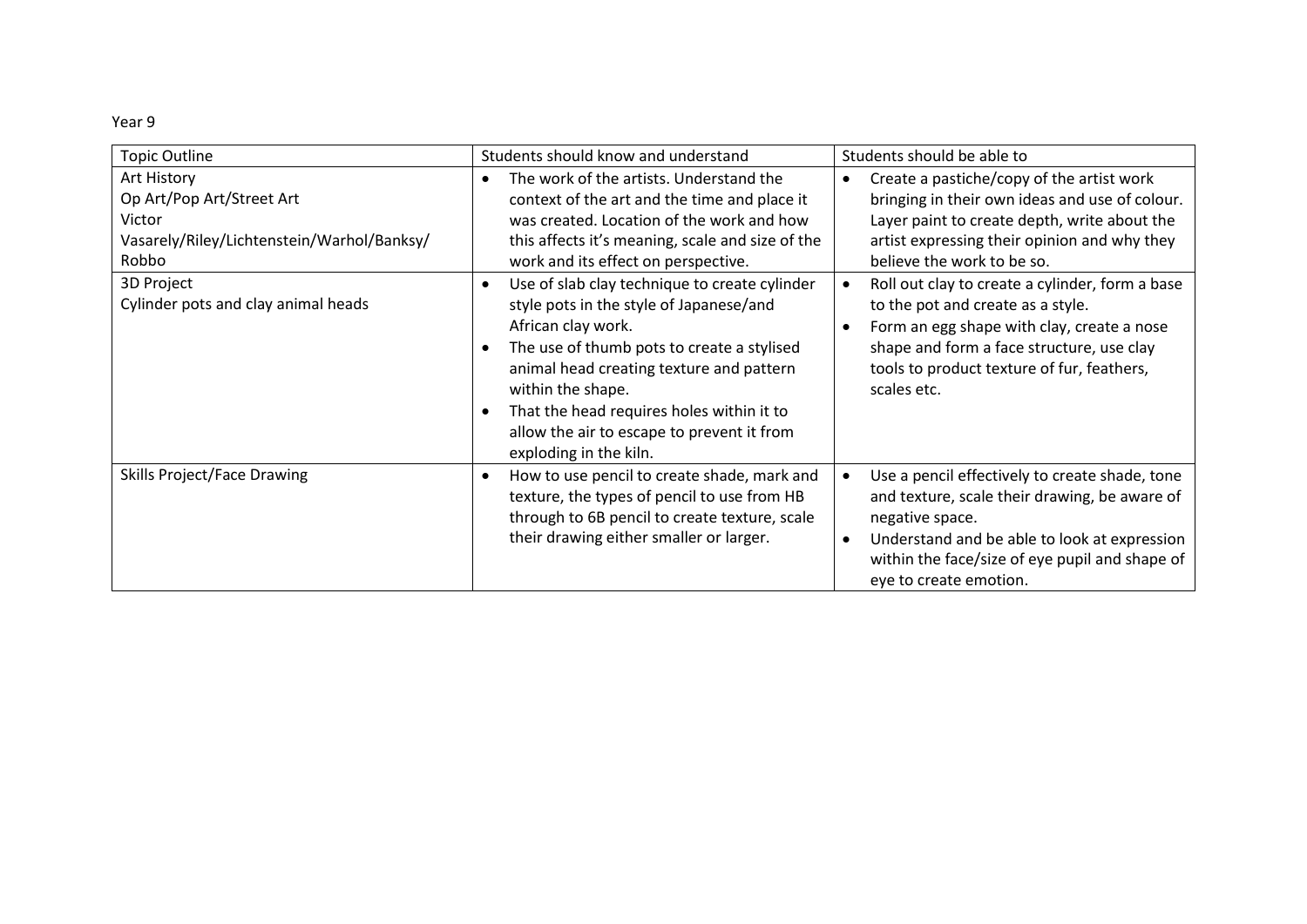Year 9

| Topic Outline | Students should know and understand | Students should be able to |
|---|---|---|
| Art History<br>Op Art/Pop Art/Street Art<br>Victor<br>Vasarely/Riley/Lichtenstein/Warhol/Banksy/<br>Robbo | • The work of the artists. Understand the context of the art and the time and place it was created. Location of the work and how this affects it's meaning, scale and size of the work and its effect on perspective. | • Create a pastiche/copy of the artist work bringing in their own ideas and use of colour. Layer paint to create depth, write about the artist expressing their opinion and why they believe the work to be so. |
| 3D Project<br>Cylinder pots and clay animal heads | • Use of slab clay technique to create cylinder style pots in the style of Japanese/and African clay work.<br>• The use of thumb pots to create a stylised animal head creating texture and pattern within the shape.<br>• That the head requires holes within it to allow the air to escape to prevent it from exploding in the kiln. | • Roll out clay to create a cylinder, form a base to the pot and create as a style.<br>• Form an egg shape with clay, create a nose shape and form a face structure, use clay tools to product texture of fur, feathers, scales etc. |
| Skills Project/Face Drawing | • How to use pencil to create shade, mark and texture, the types of pencil to use from HB through to 6B pencil to create texture, scale their drawing either smaller or larger. | • Use a pencil effectively to create shade, tone and texture, scale their drawing, be aware of negative space.<br>• Understand and be able to look at expression within the face/size of eye pupil and shape of eye to create emotion. |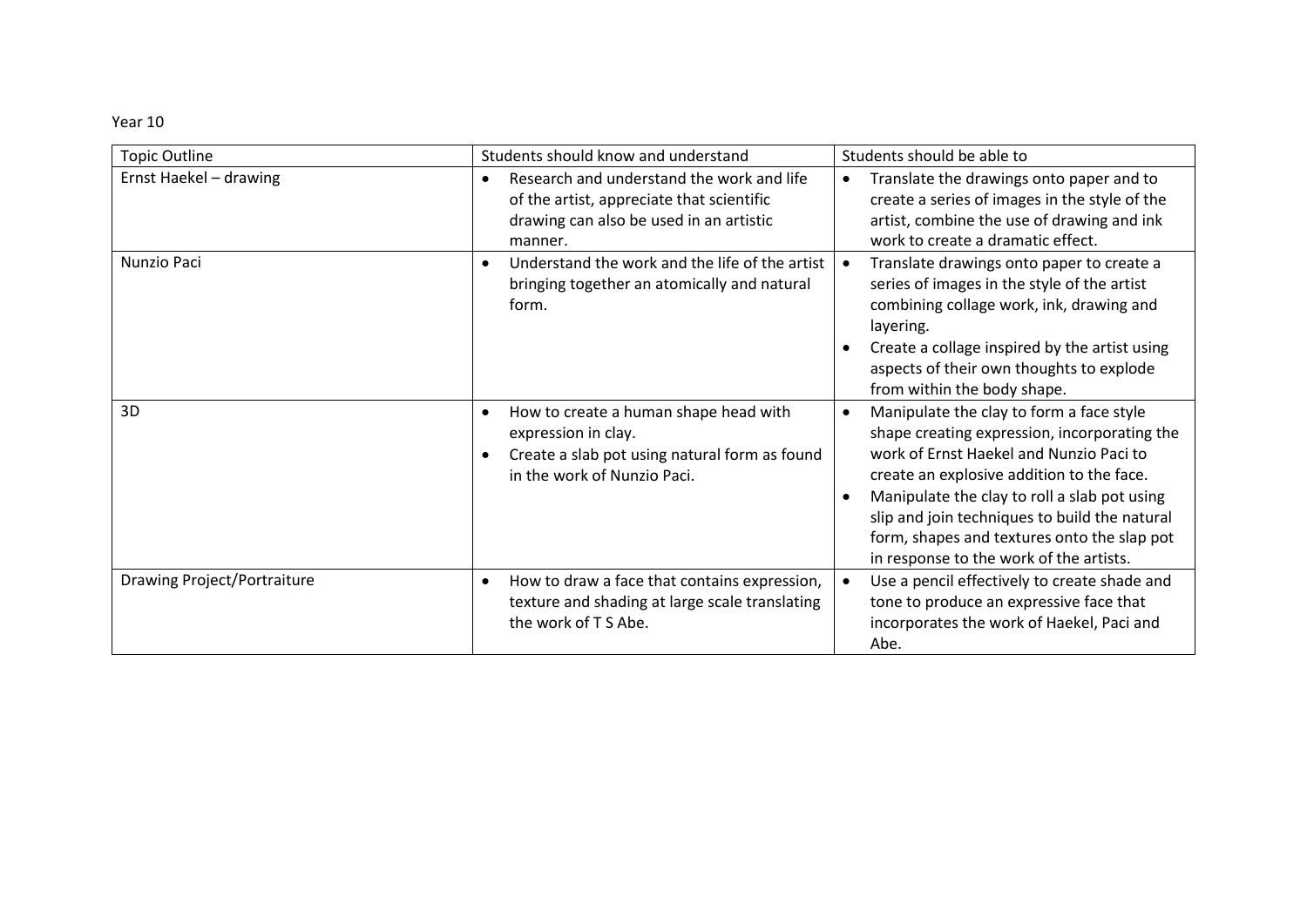Year 10

| Topic Outline | Students should know and understand | Students should be able to |
| --- | --- | --- |
| Ernst Haekel – drawing | • Research and understand the work and life of the artist, appreciate that scientific drawing can also be used in an artistic manner. | • Translate the drawings onto paper and to create a series of images in the style of the artist, combine the use of drawing and ink work to create a dramatic effect. |
| Nunzio Paci | • Understand the work and the life of the artist bringing together an atomically and natural form. | • Translate drawings onto paper to create a series of images in the style of the artist combining collage work, ink, drawing and layering.<br>• Create a collage inspired by the artist using aspects of their own thoughts to explode from within the body shape. |
| 3D | • How to create a human shape head with expression in clay.<br>• Create a slab pot using natural form as found in the work of Nunzio Paci. | • Manipulate the clay to form a face style shape creating expression, incorporating the work of Ernst Haekel and Nunzio Paci to create an explosive addition to the face.<br>• Manipulate the clay to roll a slab pot using slip and join techniques to build the natural form, shapes and textures onto the slap pot in response to the work of the artists. |
| Drawing Project/Portraiture | • How to draw a face that contains expression, texture and shading at large scale translating the work of T S Abe. | • Use a pencil effectively to create shade and tone to produce an expressive face that incorporates the work of Haekel, Paci and Abe. |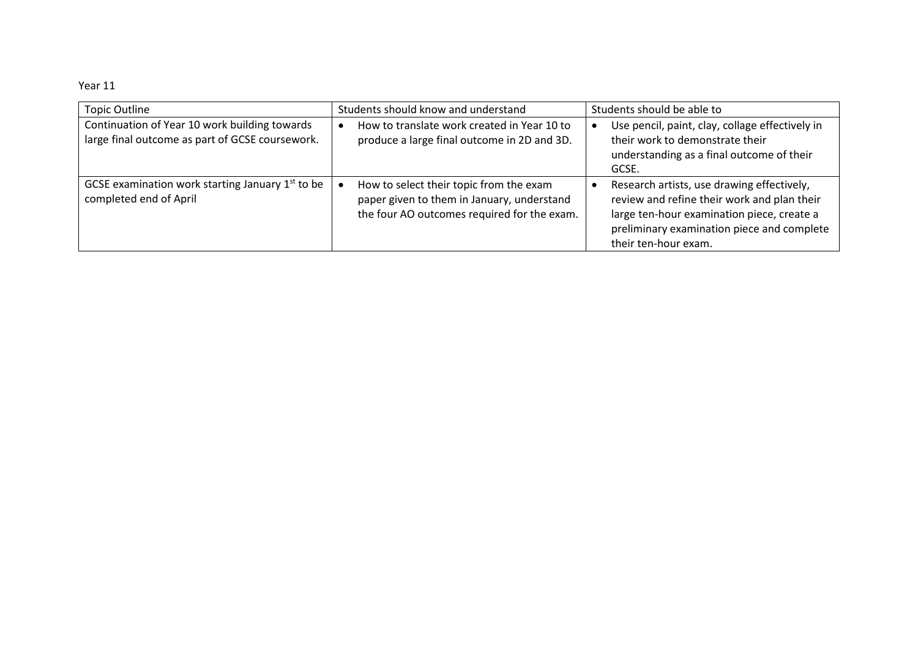Year 11

| Topic Outline | Students should know and understand | Students should be able to |
| --- | --- | --- |
| Continuation of Year 10 work building towards large final outcome as part of GCSE coursework. | • How to translate work created in Year 10 to produce a large final outcome in 2D and 3D. | • Use pencil, paint, clay, collage effectively in their work to demonstrate their understanding as a final outcome of their GCSE. |
| GCSE examination work starting January 1st to be completed end of April | • How to select their topic from the exam paper given to them in January, understand the four AO outcomes required for the exam. | • Research artists, use drawing effectively, review and refine their work and plan their large ten-hour examination piece, create a preliminary examination piece and complete their ten-hour exam. |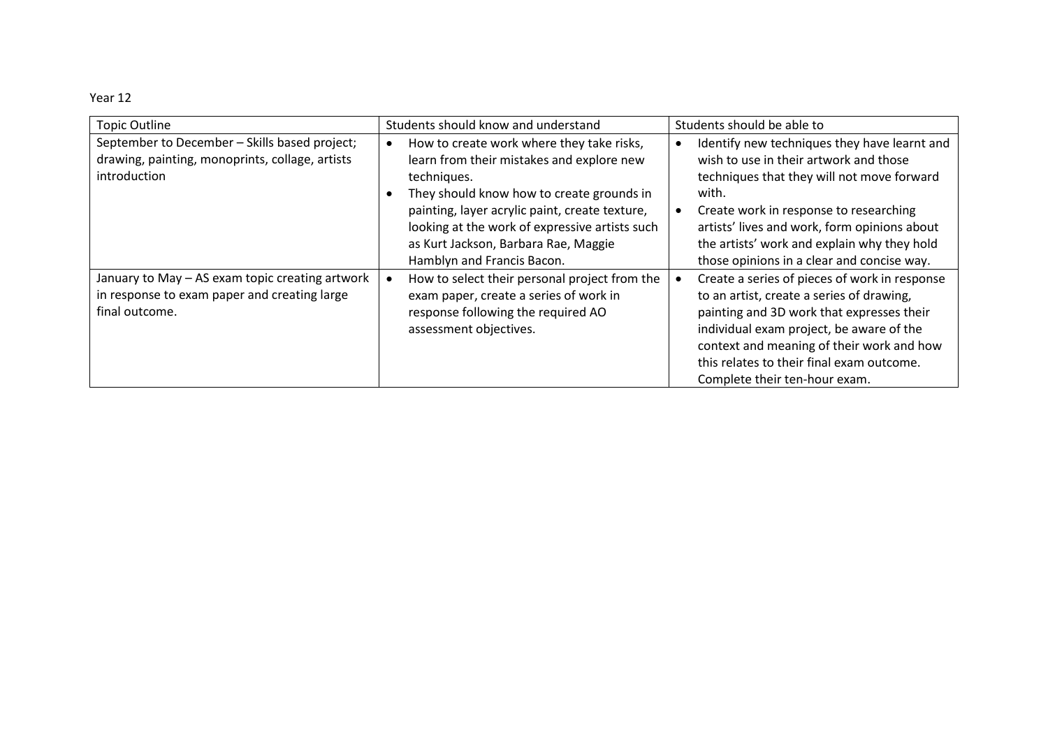Year 12

| Topic Outline | Students should know and understand | Students should be able to |
| --- | --- | --- |
| September to December – Skills based project; drawing, painting, monoprints, collage, artists introduction | • How to create work where they take risks, learn from their mistakes and explore new techniques.<br>• They should know how to create grounds in painting, layer acrylic paint, create texture, looking at the work of expressive artists such as Kurt Jackson, Barbara Rae, Maggie Hamblyn and Francis Bacon. | • Identify new techniques they have learnt and wish to use in their artwork and those techniques that they will not move forward with.<br>• Create work in response to researching artists' lives and work, form opinions about the artists' work and explain why they hold those opinions in a clear and concise way. |
| January to May – AS exam topic creating artwork in response to exam paper and creating large final outcome. | • How to select their personal project from the exam paper, create a series of work in response following the required AO assessment objectives. | • Create a series of pieces of work in response to an artist, create a series of drawing, painting and 3D work that expresses their individual exam project, be aware of the context and meaning of their work and how this relates to their final exam outcome. Complete their ten-hour exam. |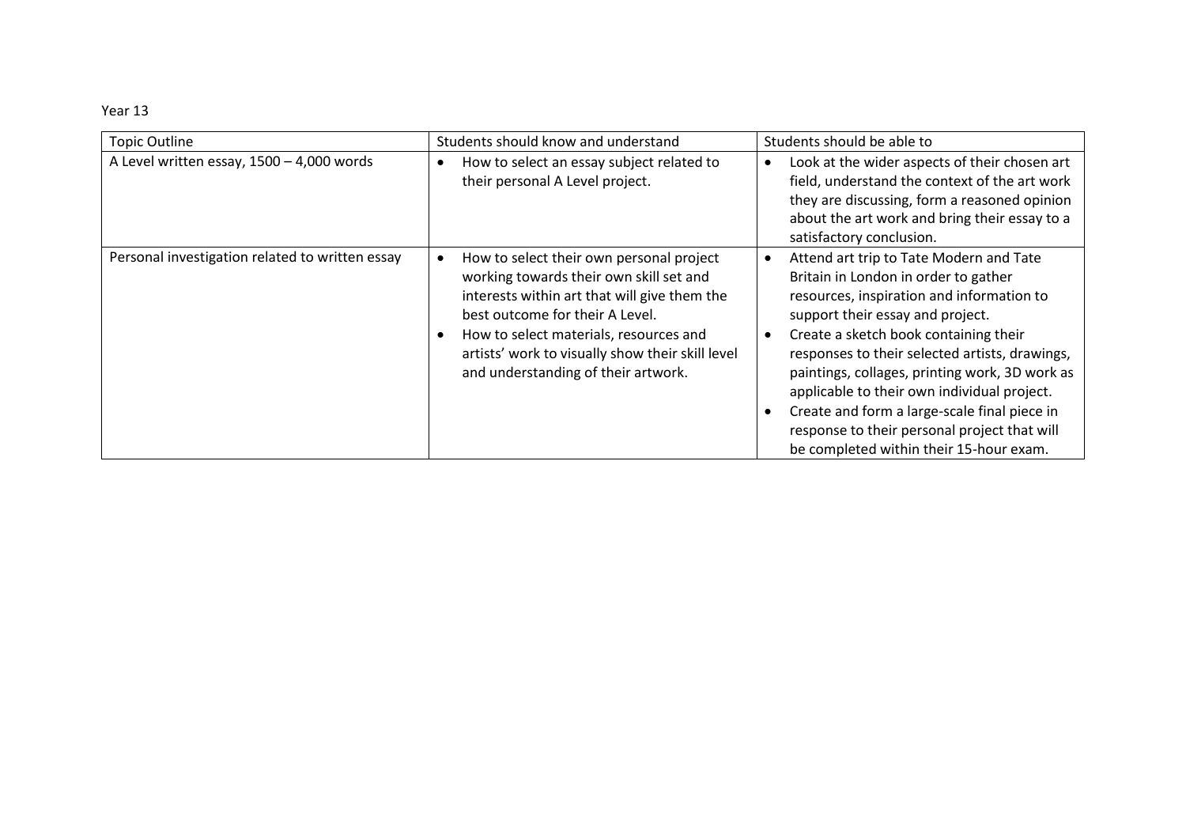Year 13

| Topic Outline | Students should know and understand | Students should be able to |
| --- | --- | --- |
| A Level written essay, 1500 – 4,000 words | • How to select an essay subject related to their personal A Level project. | • Look at the wider aspects of their chosen art field, understand the context of the art work they are discussing, form a reasoned opinion about the art work and bring their essay to a satisfactory conclusion. |
| Personal investigation related to written essay | • How to select their own personal project working towards their own skill set and interests within art that will give them the best outcome for their A Level.<br>• How to select materials, resources and artists' work to visually show their skill level and understanding of their artwork. | • Attend art trip to Tate Modern and Tate Britain in London in order to gather resources, inspiration and information to support their essay and project.<br>• Create a sketch book containing their responses to their selected artists, drawings, paintings, collages, printing work, 3D work as applicable to their own individual project.<br>• Create and form a large-scale final piece in response to their personal project that will be completed within their 15-hour exam. |